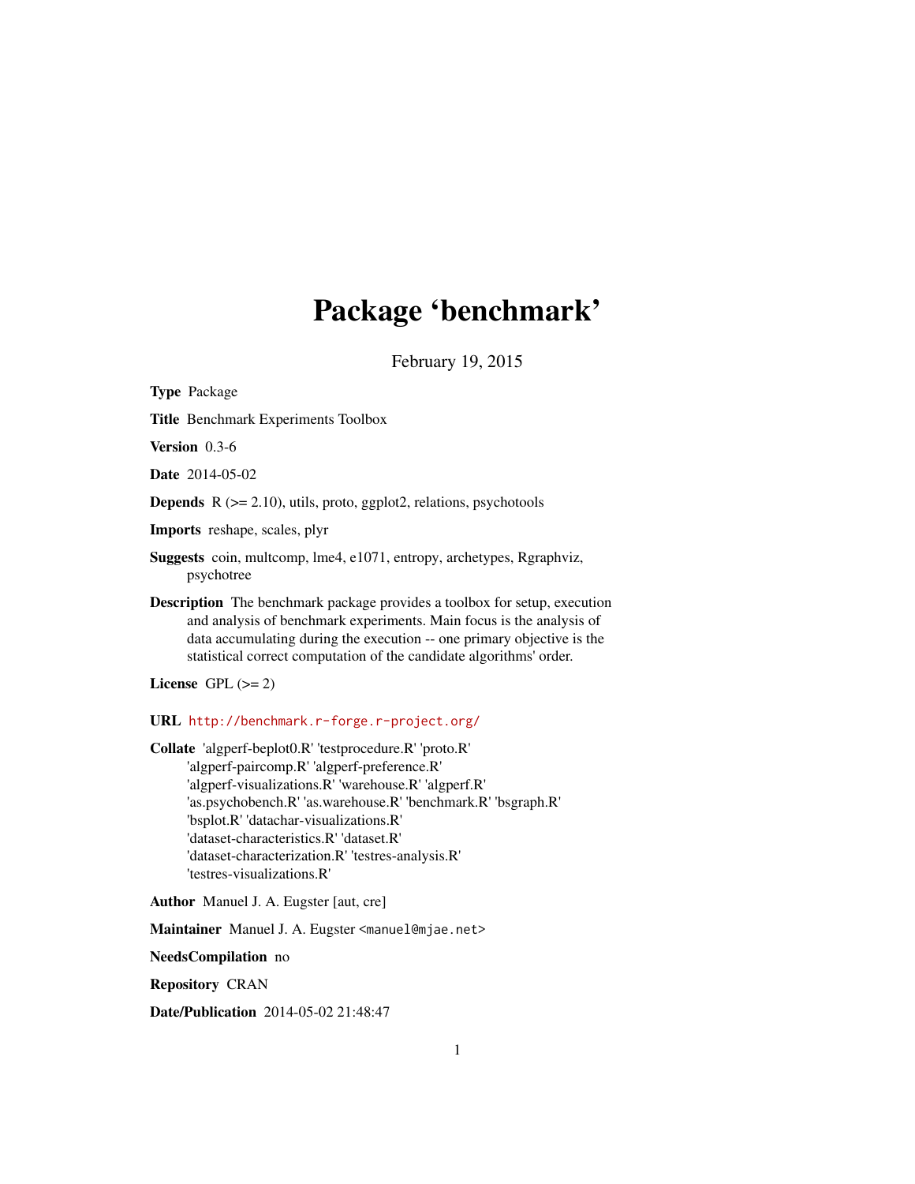# Package 'benchmark'

February 19, 2015

**Type** Package

**Title** Benchmark Experiments Toolbox

**Version** 0.3-6

**Date** 2014-05-02

**Depends** R (>= 2.10), utils, proto, ggplot2, relations, psychotools

**Imports** reshape, scales, plyr

**Suggests** coin, multcomp, lme4, e1071, entropy, archetypes, Rgraphviz, psychotree

**Description** The benchmark package provides a toolbox for setup, execution and analysis of benchmark experiments. Main focus is the analysis of data accumulating during the execution -- one primary objective is the statistical correct computation of the candidate algorithms' order.

**License** GPL (>= 2)

**URL** http://benchmark.r-forge.r-project.org/

**Collate** 'algperf-beplot0.R' 'testprocedure.R' 'proto.R' 'algperf-paircomp.R' 'algperf-preference.R' 'algperf-visualizations.R' 'warehouse.R' 'algperf.R' 'as.psychobench.R' 'as.warehouse.R' 'benchmark.R' 'bsgraph.R' 'bsplot.R' 'datachar-visualizations.R' 'dataset-characteristics.R' 'dataset.R' 'dataset-characterization.R' 'testres-analysis.R' 'testres-visualizations.R'

**Author** Manuel J. A. Eugster [aut, cre]

**Maintainer** Manuel J. A. Eugster <manuel@mjae.net>

**NeedsCompilation** no

**Repository** CRAN

**Date/Publication** 2014-05-02 21:48:47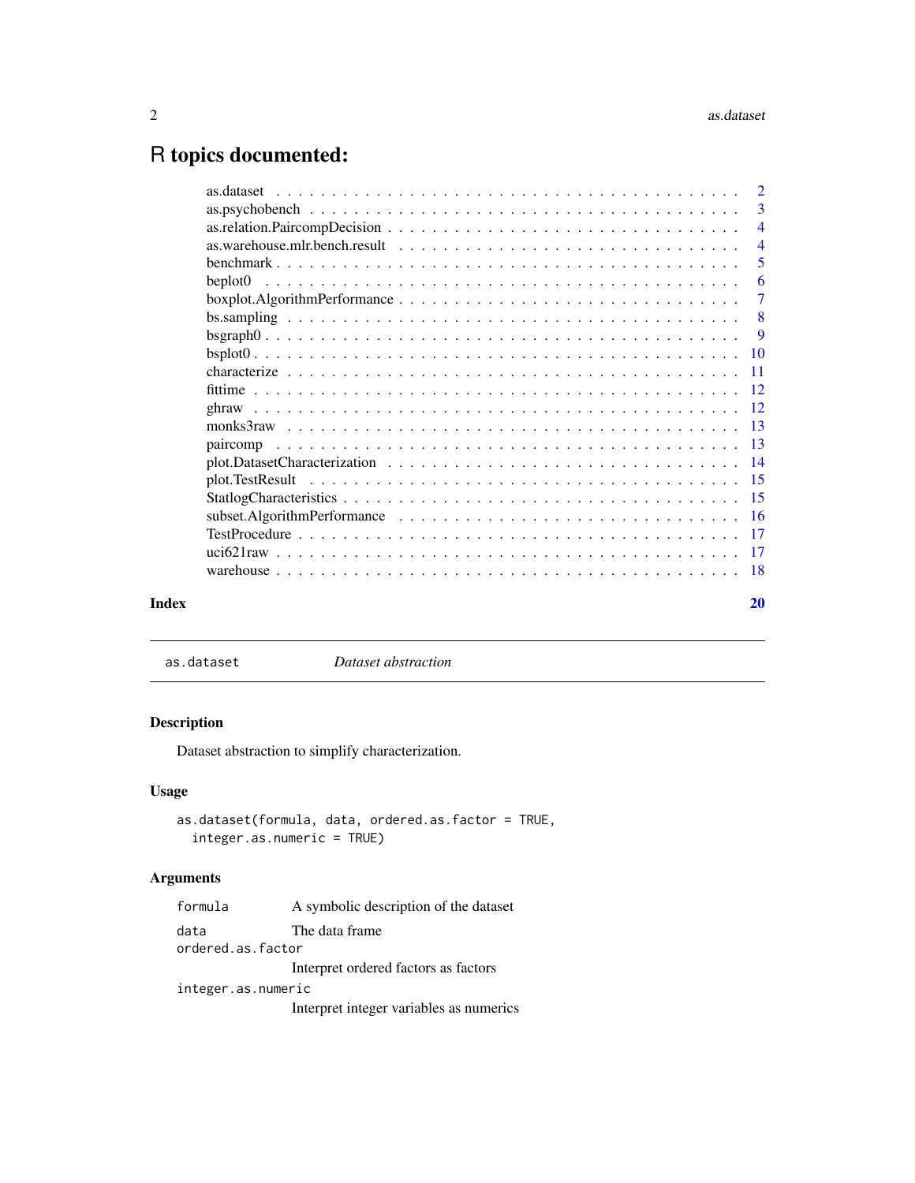# R topics documented:

| | |
|---|---|
| as.dataset | 2 |
| as.psychobench | 3 |
| as.relation.PaircompDecision | 4 |
| as.warehouse.mlr.bench.result | 4 |
| benchmark | 5 |
| beplot0 | 6 |
| boxplot.AlgorithmPerformance | 7 |
| bs.sampling | 8 |
| bsgraph0 | 9 |
| bsplot0 | 10 |
| characterize | 11 |
| fittime | 12 |
| ghraw | 12 |
| monks3raw | 13 |
| paircomp | 13 |
| plot.DatasetCharacterization | 14 |
| plot.TestResult | 15 |
| StatlogCharacteristics | 15 |
| subset.AlgorithmPerformance | 16 |
| TestProcedure | 17 |
| uci621raw | 17 |
| warehouse | 18 |
| **Index** | **20** |

---

`as.dataset` *Dataset abstraction*

---

### Description

Dataset abstraction to simplify characterization.

### Usage

```
as.dataset(formula, data, ordered.as.factor = TRUE,
  integer.as.numeric = TRUE)
```

### Arguments

| | |
|---|---|
| `formula` | A symbolic description of the dataset |
| `data` | The data frame |
| `ordered.as.factor` | Interpret ordered factors as factors |
| `integer.as.numeric` | Interpret integer variables as numerics |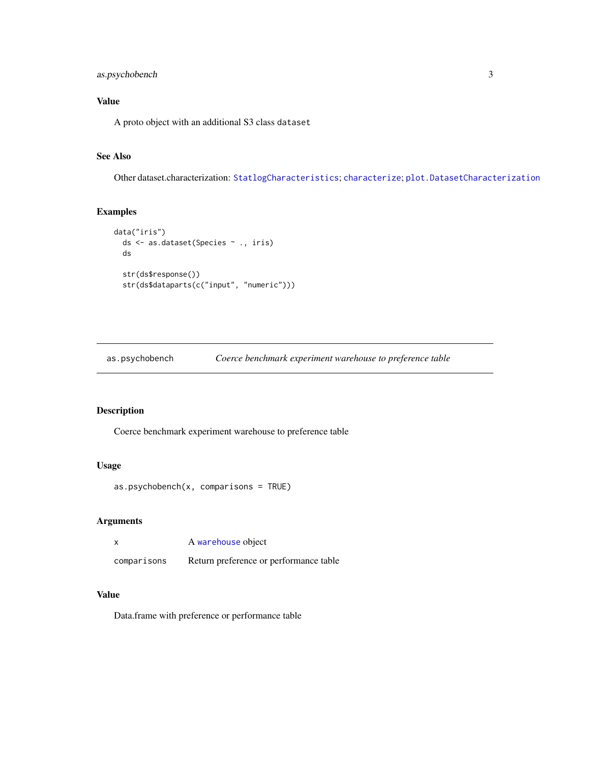### Value

A proto object with an additional S3 class `dataset`

### See Also

Other dataset.characterization: `StatlogCharacteristics`; `characterize`; `plot.DatasetCharacterization`

### Examples

```
data("iris")
  ds <- as.dataset(Species ~ ., iris)
  ds

  str(ds$response())
  str(ds$dataparts(c("input", "numeric")))
```

---

## as.psychobench — *Coerce benchmark experiment warehouse to preference table*

### Description

Coerce benchmark experiment warehouse to preference table

### Usage

```
as.psychobench(x, comparisons = TRUE)
```

### Arguments

| | |
|---|---|
| `x` | A `warehouse` object |
| `comparisons` | Return preference or performance table |

### Value

Data.frame with preference or performance table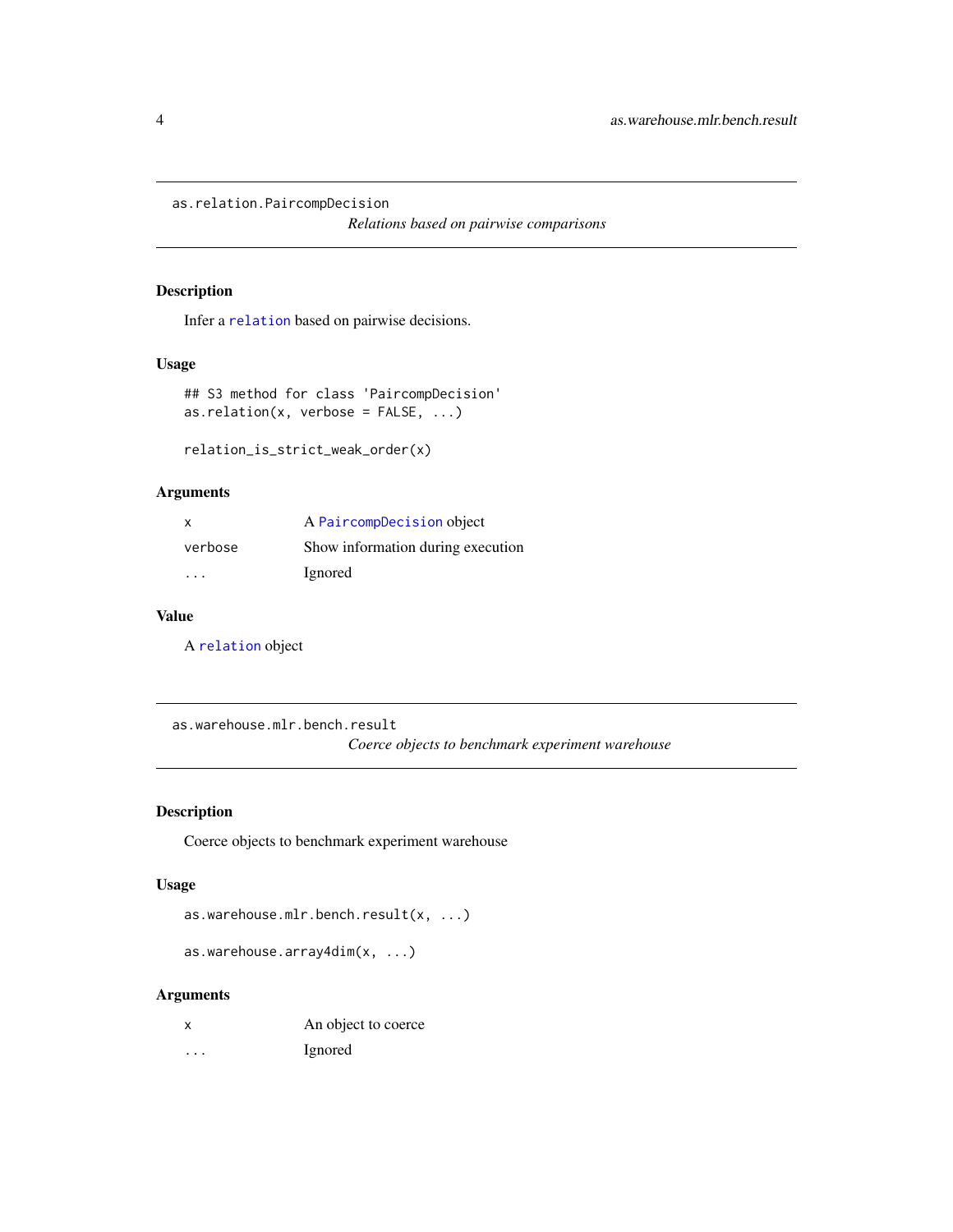## as.relation.PaircompDecision

*Relations based on pairwise comparisons*

### Description

Infer a relation based on pairwise decisions.

### Usage

```
## S3 method for class 'PaircompDecision'
as.relation(x, verbose = FALSE, ...)

relation_is_strict_weak_order(x)
```

### Arguments

| | |
|---|---|
| x | A PaircompDecision object |
| verbose | Show information during execution |
| ... | Ignored |

### Value

A relation object

## as.warehouse.mlr.bench.result

*Coerce objects to benchmark experiment warehouse*

### Description

Coerce objects to benchmark experiment warehouse

### Usage

```
as.warehouse.mlr.bench.result(x, ...)

as.warehouse.array4dim(x, ...)
```

### Arguments

| | |
|---|---|
| x | An object to coerce |
| ... | Ignored |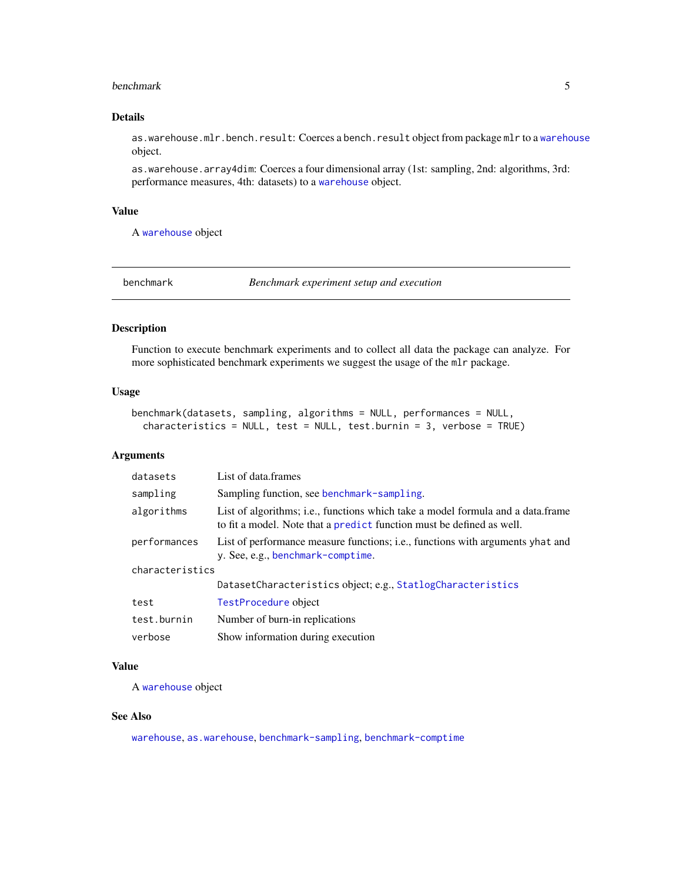### Details

`as.warehouse.mlr.bench.result`: Coerces a `bench.result` object from package `mlr` to a `warehouse` object.

`as.warehouse.array4dim`: Coerces a four dimensional array (1st: sampling, 2nd: algorithms, 3rd: performance measures, 4th: datasets) to a `warehouse` object.

### Value

A `warehouse` object

---

## benchmark — *Benchmark experiment setup and execution*

---

### Description

Function to execute benchmark experiments and to collect all data the package can analyze. For more sophisticated benchmark experiments we suggest the usage of the `mlr` package.

### Usage

```
benchmark(datasets, sampling, algorithms = NULL, performances = NULL,
  characteristics = NULL, test = NULL, test.burnin = 3, verbose = TRUE)
```

### Arguments

| | |
|---|---|
| `datasets` | List of data.frames |
| `sampling` | Sampling function, see `benchmark-sampling`. |
| `algorithms` | List of algorithms; i.e., functions which take a model formula and a data.frame to fit a model. Note that a `predict` function must be defined as well. |
| `performances` | List of performance measure functions; i.e., functions with arguments `yhat` and `y`. See, e.g., `benchmark-comptime`. |
| `characteristics` | `DatasetCharacteristics` object; e.g., `StatlogCharacteristics` |
| `test` | `TestProcedure` object |
| `test.burnin` | Number of burn-in replications |
| `verbose` | Show information during execution |

### Value

A `warehouse` object

### See Also

`warehouse`, `as.warehouse`, `benchmark-sampling`, `benchmark-comptime`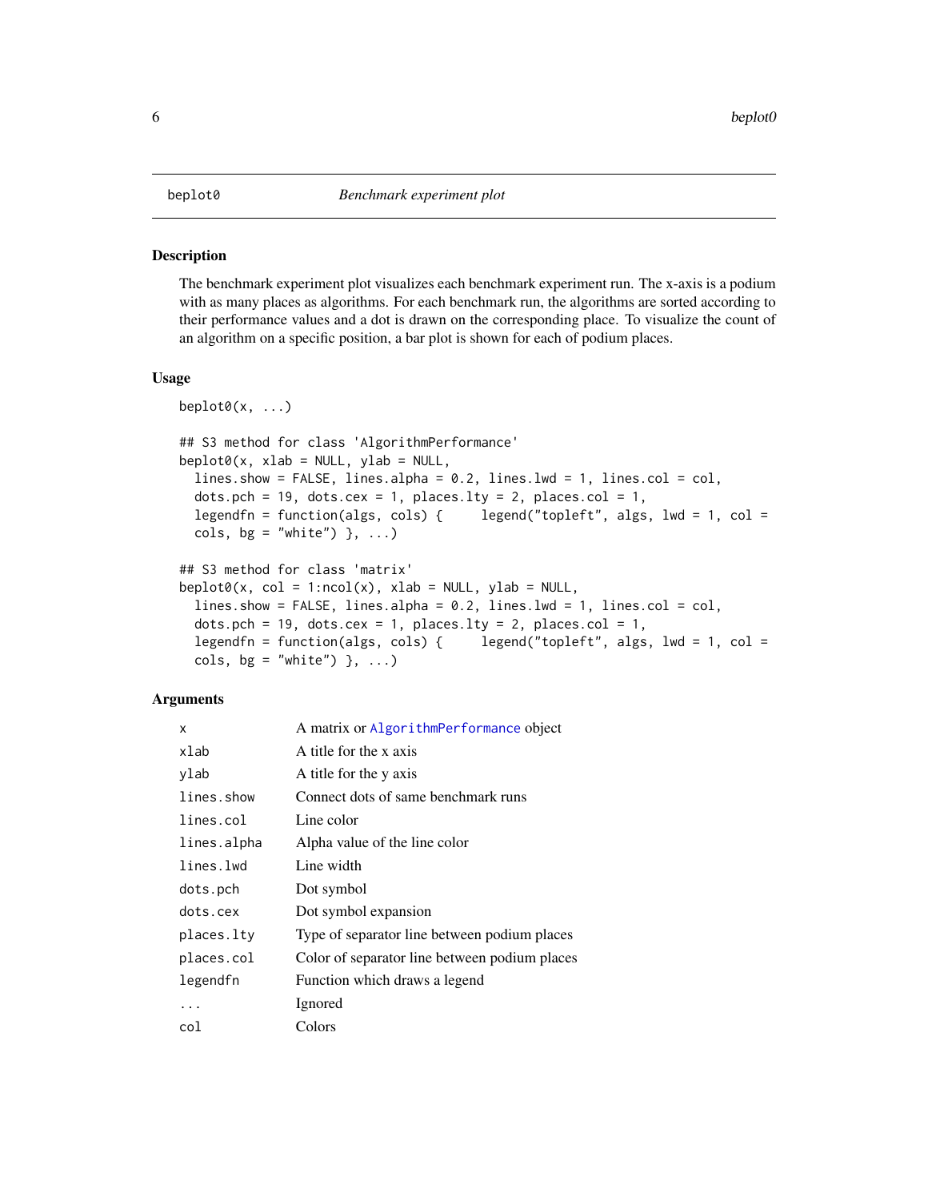beplot0 *Benchmark experiment plot*

### Description

The benchmark experiment plot visualizes each benchmark experiment run. The x-axis is a podium with as many places as algorithms. For each benchmark run, the algorithms are sorted according to their performance values and a dot is drawn on the corresponding place. To visualize the count of an algorithm on a specific position, a bar plot is shown for each of podium places.

### Usage

```
beplot0(x, ...)

## S3 method for class 'AlgorithmPerformance'
beplot0(x, xlab = NULL, ylab = NULL,
  lines.show = FALSE, lines.alpha = 0.2, lines.lwd = 1, lines.col = col,
  dots.pch = 19, dots.cex = 1, places.lty = 2, places.col = 1,
  legendfn = function(algs, cols) {     legend("topleft", algs, lwd = 1, col =
  cols, bg = "white") }, ...)

## S3 method for class 'matrix'
beplot0(x, col = 1:ncol(x), xlab = NULL, ylab = NULL,
  lines.show = FALSE, lines.alpha = 0.2, lines.lwd = 1, lines.col = col,
  dots.pch = 19, dots.cex = 1, places.lty = 2, places.col = 1,
  legendfn = function(algs, cols) {     legend("topleft", algs, lwd = 1, col =
  cols, bg = "white") }, ...)
```

### Arguments

| | |
|---|---|
| `x` | A matrix or AlgorithmPerformance object |
| `xlab` | A title for the x axis |
| `ylab` | A title for the y axis |
| `lines.show` | Connect dots of same benchmark runs |
| `lines.col` | Line color |
| `lines.alpha` | Alpha value of the line color |
| `lines.lwd` | Line width |
| `dots.pch` | Dot symbol |
| `dots.cex` | Dot symbol expansion |
| `places.lty` | Type of separator line between podium places |
| `places.col` | Color of separator line between podium places |
| `legendfn` | Function which draws a legend |
| `...` | Ignored |
| `col` | Colors |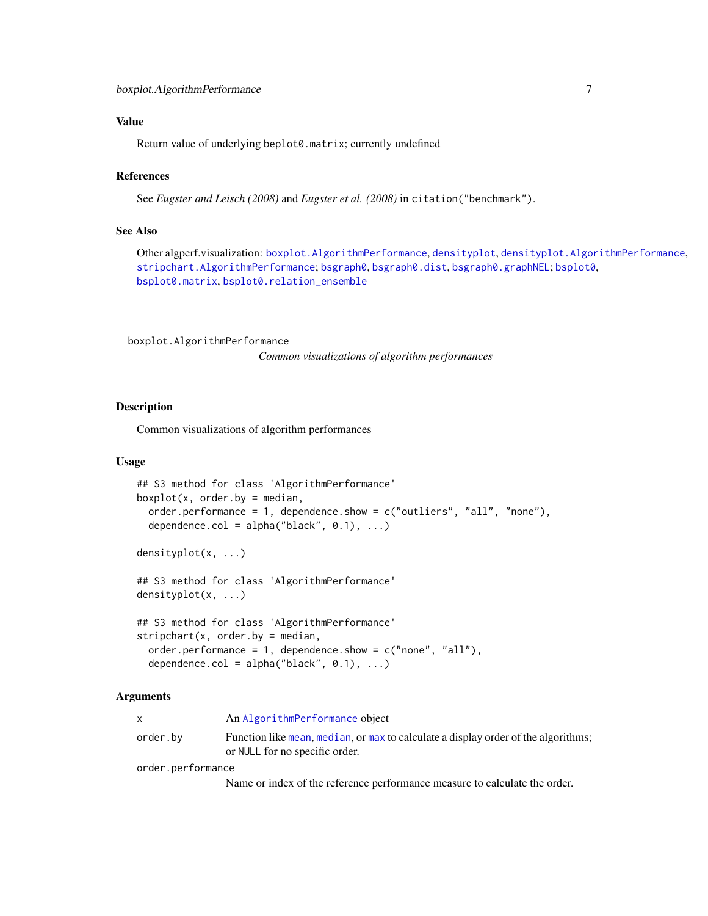## Value

Return value of underlying beplot0.matrix; currently undefined

## References

See *Eugster and Leisch (2008)* and *Eugster et al. (2008)* in citation("benchmark").

## See Also

Other algperf.visualization: boxplot.AlgorithmPerformance, densityplot, densityplot.AlgorithmPerformance, stripchart.AlgorithmPerformance; bsgraph0, bsgraph0.dist, bsgraph0.graphNEL; bsplot0, bsplot0.matrix, bsplot0.relation_ensemble

---

# boxplot.AlgorithmPerformance

*Common visualizations of algorithm performances*

## Description

Common visualizations of algorithm performances

## Usage

```
## S3 method for class 'AlgorithmPerformance'
boxplot(x, order.by = median,
  order.performance = 1, dependence.show = c("outliers", "all", "none"),
  dependence.col = alpha("black", 0.1), ...)

densityplot(x, ...)

## S3 method for class 'AlgorithmPerformance'
densityplot(x, ...)

## S3 method for class 'AlgorithmPerformance'
stripchart(x, order.by = median,
  order.performance = 1, dependence.show = c("none", "all"),
  dependence.col = alpha("black", 0.1), ...)
```

## Arguments

| | |
|---|---|
| x | An AlgorithmPerformance object |
| order.by | Function like mean, median, or max to calculate a display order of the algorithms; or NULL for no specific order. |
| order.performance | Name or index of the reference performance measure to calculate the order. |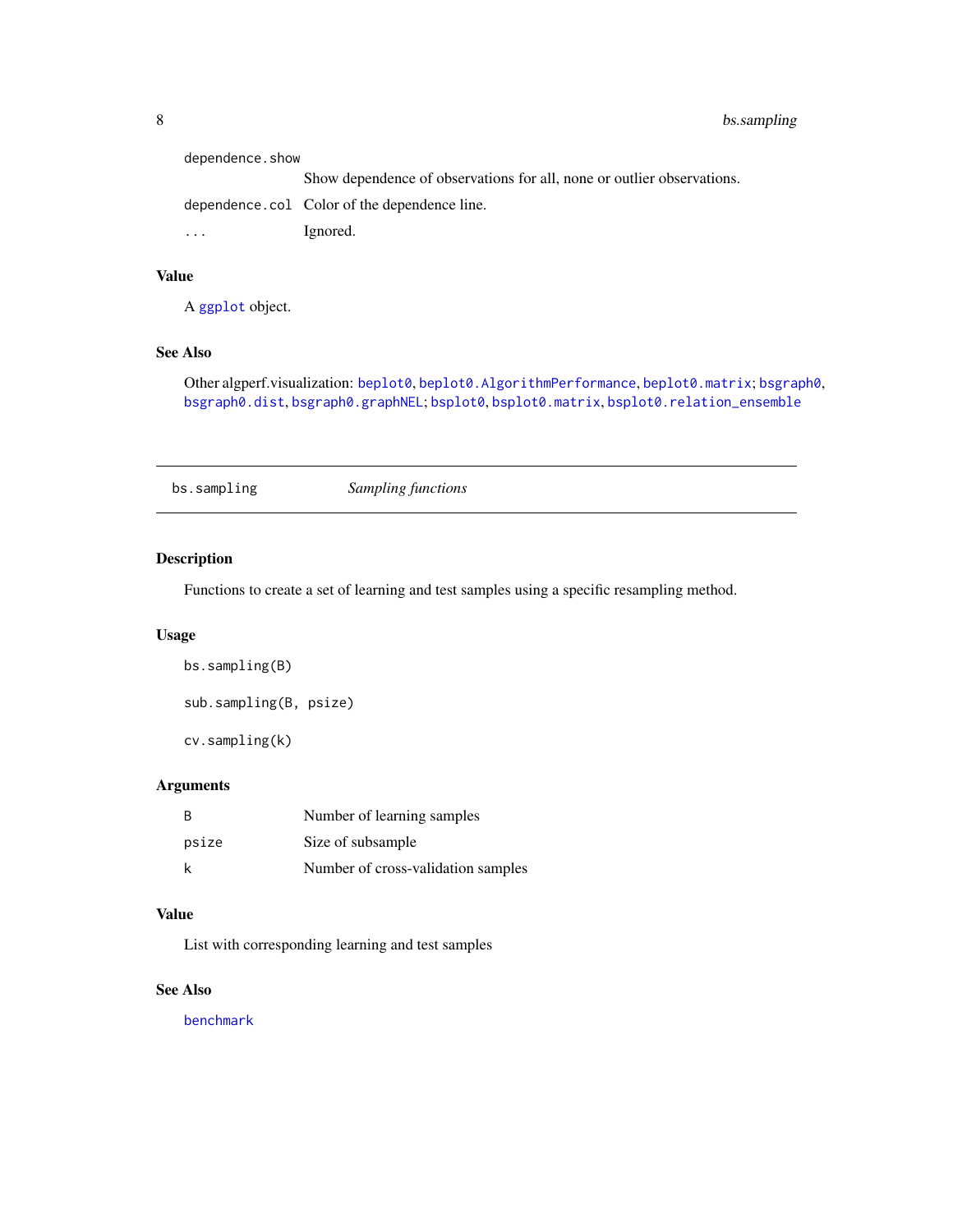| | |
|---|---|
| `dependence.show` | Show dependence of observations for all, none or outlier observations. |
| `dependence.col` | Color of the dependence line. |
| `...` | Ignored. |

### Value

A `ggplot` object.

### See Also

Other algperf.visualization: `beplot0`, `beplot0.AlgorithmPerformance`, `beplot0.matrix`; `bsgraph0`, `bsgraph0.dist`, `bsgraph0.graphNEL`; `bsplot0`, `bsplot0.matrix`, `bsplot0.relation_ensemble`

---

## bs.sampling — *Sampling functions*

---

### Description

Functions to create a set of learning and test samples using a specific resampling method.

### Usage

```
bs.sampling(B)

sub.sampling(B, psize)

cv.sampling(k)
```

### Arguments

| | |
|---|---|
| `B` | Number of learning samples |
| `psize` | Size of subsample |
| `k` | Number of cross-validation samples |

### Value

List with corresponding learning and test samples

### See Also

`benchmark`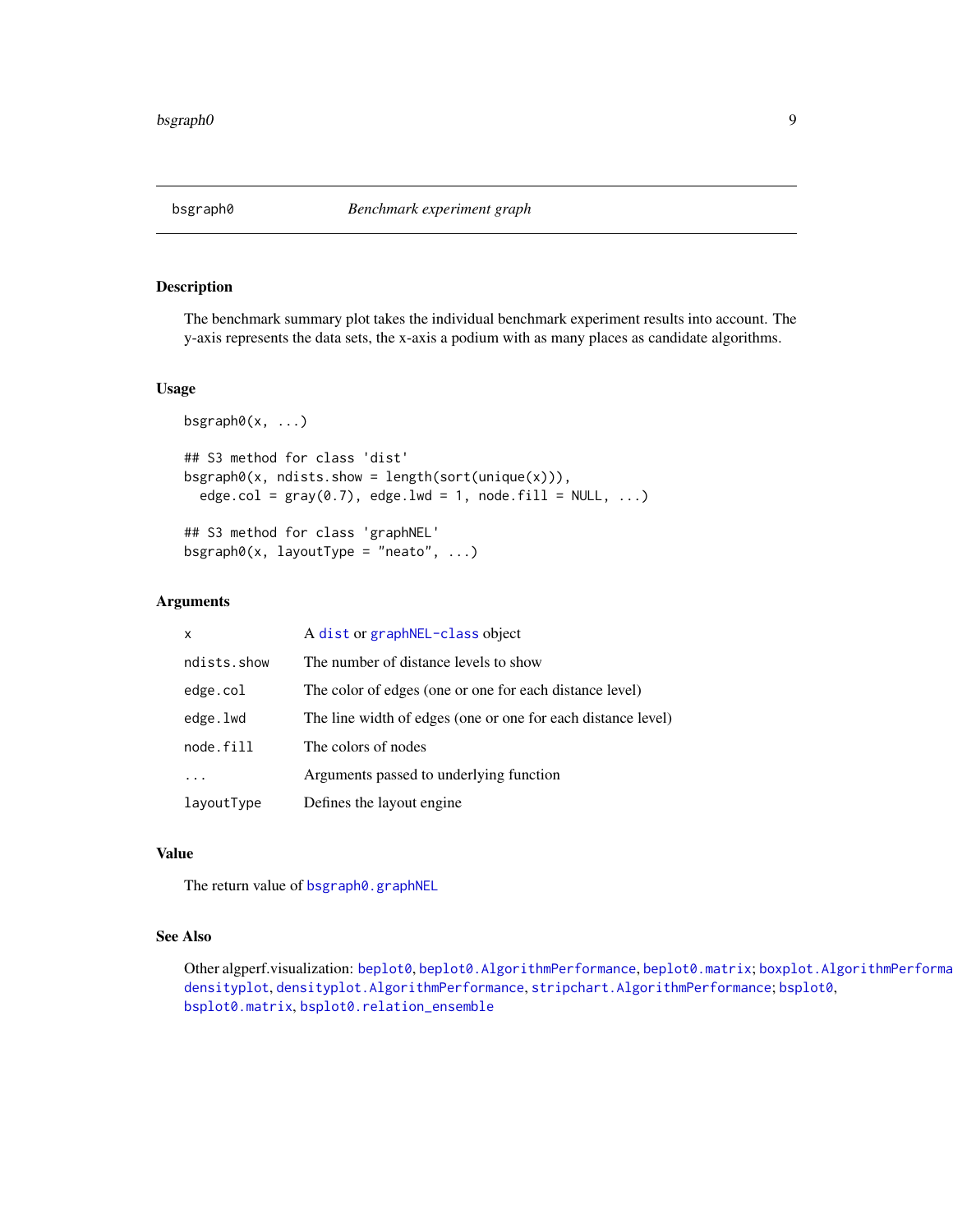## bsgraph0 — *Benchmark experiment graph*

### Description

The benchmark summary plot takes the individual benchmark experiment results into account. The y-axis represents the data sets, the x-axis a podium with as many places as candidate algorithms.

### Usage

```
bsgraph0(x, ...)

## S3 method for class 'dist'
bsgraph0(x, ndists.show = length(sort(unique(x))),
  edge.col = gray(0.7), edge.lwd = 1, node.fill = NULL, ...)

## S3 method for class 'graphNEL'
bsgraph0(x, layoutType = "neato", ...)
```

### Arguments

| | |
|---|---|
| `x` | A `dist` or `graphNEL-class` object |
| `ndists.show` | The number of distance levels to show |
| `edge.col` | The color of edges (one or one for each distance level) |
| `edge.lwd` | The line width of edges (one or one for each distance level) |
| `node.fill` | The colors of nodes |
| `...` | Arguments passed to underlying function |
| `layoutType` | Defines the layout engine |

### Value

The return value of `bsgraph0.graphNEL`

### See Also

Other algperf.visualization: `beplot0`, `beplot0.AlgorithmPerformance`, `beplot0.matrix`; `boxplot.AlgorithmPerformance`, `densityplot`, `densityplot.AlgorithmPerformance`, `stripchart.AlgorithmPerformance`; `bsplot0`, `bsplot0.matrix`, `bsplot0.relation_ensemble`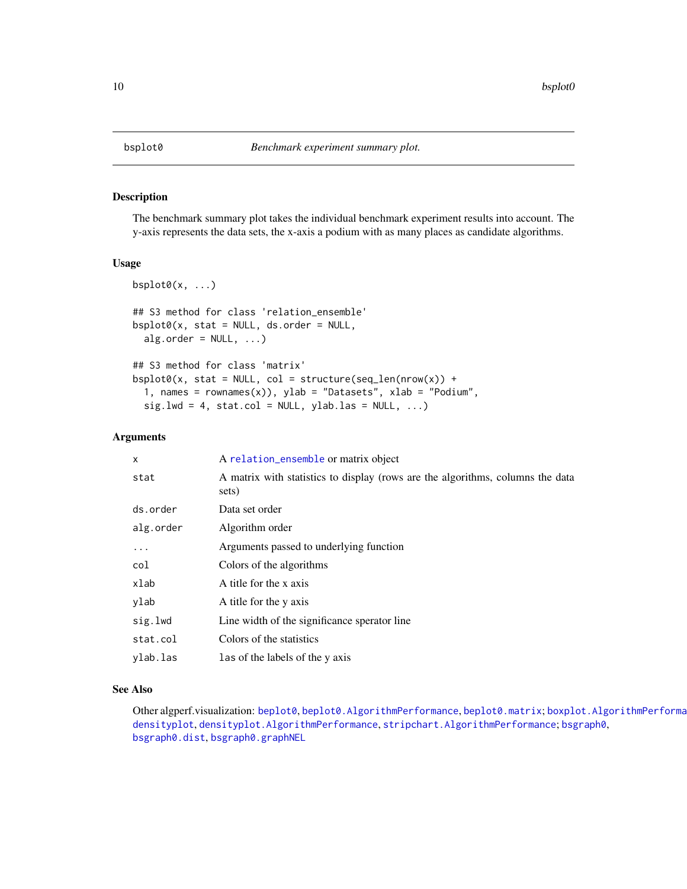# bsplot0 — *Benchmark experiment summary plot.*

## Description

The benchmark summary plot takes the individual benchmark experiment results into account. The y-axis represents the data sets, the x-axis a podium with as many places as candidate algorithms.

## Usage

```
bsplot0(x, ...)

## S3 method for class 'relation_ensemble'
bsplot0(x, stat = NULL, ds.order = NULL,
  alg.order = NULL, ...)

## S3 method for class 'matrix'
bsplot0(x, stat = NULL, col = structure(seq_len(nrow(x)) +
  1, names = rownames(x)), ylab = "Datasets", xlab = "Podium",
  sig.lwd = 4, stat.col = NULL, ylab.las = NULL, ...)
```

## Arguments

| | |
|---|---|
| `x` | A `relation_ensemble` or matrix object |
| `stat` | A matrix with statistics to display (rows are the algorithms, columns the data sets) |
| `ds.order` | Data set order |
| `alg.order` | Algorithm order |
| `...` | Arguments passed to underlying function |
| `col` | Colors of the algorithms |
| `xlab` | A title for the x axis |
| `ylab` | A title for the y axis |
| `sig.lwd` | Line width of the significance sperator line |
| `stat.col` | Colors of the statistics |
| `ylab.las` | `las` of the labels of the y axis |

## See Also

Other algperf.visualization: `beplot0`, `beplot0.AlgorithmPerformance`, `beplot0.matrix`; `boxplot.AlgorithmPerforma` `densityplot`, `densityplot.AlgorithmPerformance`, `stripchart.AlgorithmPerformance`; `bsgraph0`, `bsgraph0.dist`, `bsgraph0.graphNEL`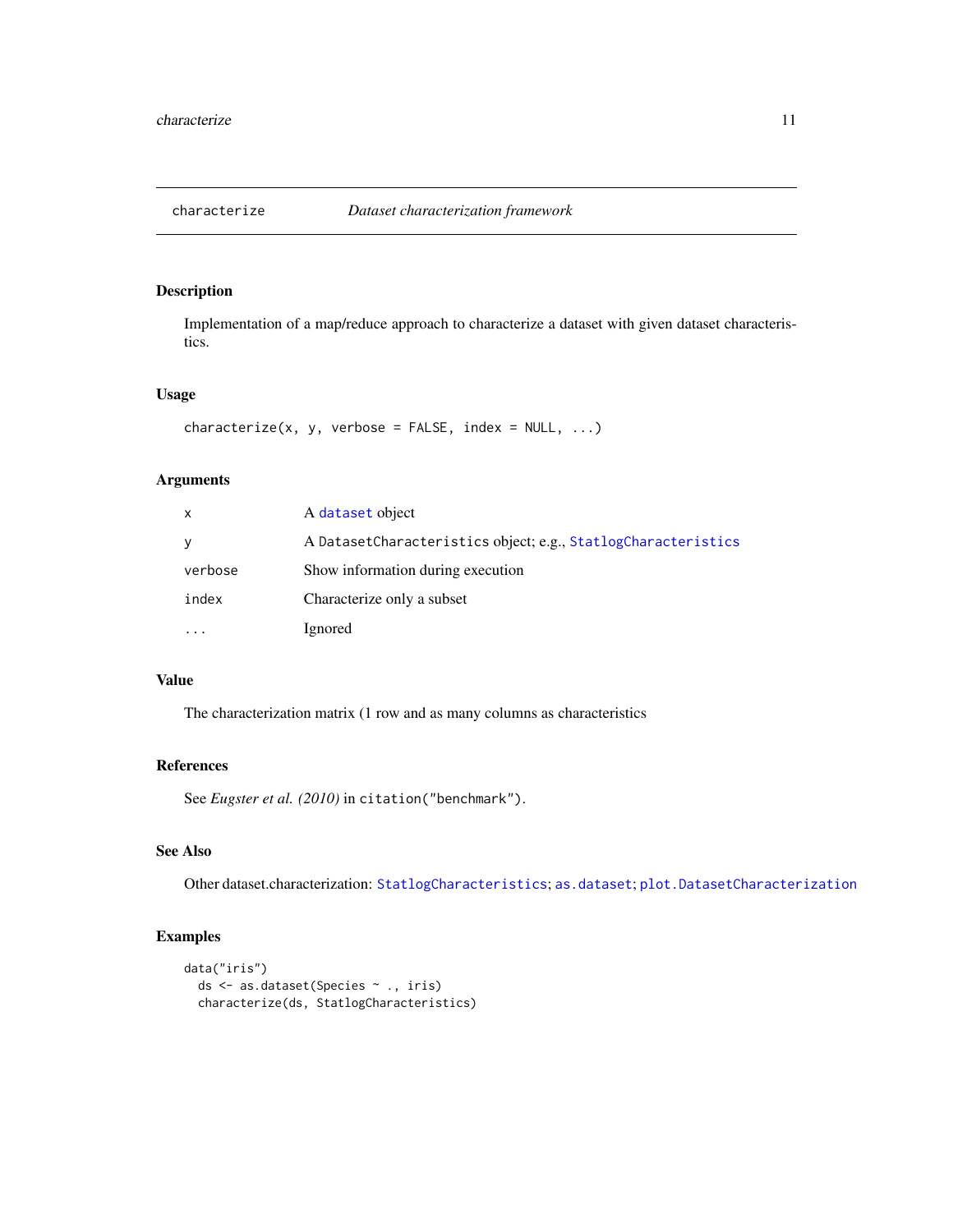# characterize — *Dataset characterization framework*

## Description

Implementation of a map/reduce approach to characterize a dataset with given dataset characteristics.

## Usage

```
characterize(x, y, verbose = FALSE, index = NULL, ...)
```

## Arguments

| | |
|---|---|
| `x` | A `dataset` object |
| `y` | A `DatasetCharacteristics` object; e.g., `StatlogCharacteristics` |
| `verbose` | Show information during execution |
| `index` | Characterize only a subset |
| `...` | Ignored |

## Value

The characterization matrix (1 row and as many columns as characteristics

## References

See *Eugster et al. (2010)* in `citation("benchmark")`.

## See Also

Other dataset.characterization: `StatlogCharacteristics`; `as.dataset`; `plot.DatasetCharacterization`

## Examples

```
data("iris")
  ds <- as.dataset(Species ~ ., iris)
  characterize(ds, StatlogCharacteristics)
```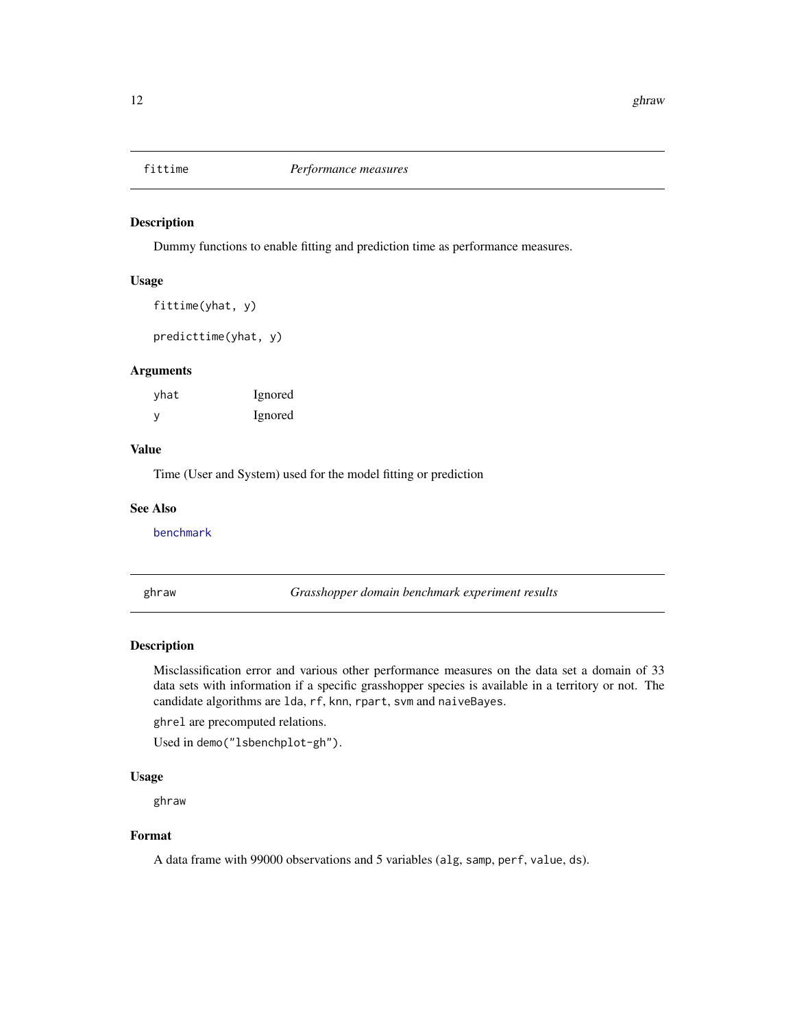## fittime — *Performance measures*

### Description

Dummy functions to enable fitting and prediction time as performance measures.

### Usage

```
fittime(yhat, y)

predicttime(yhat, y)
```

### Arguments

| | |
|---|---|
| yhat | Ignored |
| y | Ignored |

### Value

Time (User and System) used for the model fitting or prediction

### See Also

benchmark

## ghraw — *Grasshopper domain benchmark experiment results*

### Description

Misclassification error and various other performance measures on the data set a domain of 33 data sets with information if a specific grasshopper species is available in a territory or not. The candidate algorithms are `lda`, `rf`, `knn`, `rpart`, `svm` and `naiveBayes`.

`ghrel` are precomputed relations.

Used in `demo("lsbenchplot-gh")`.

### Usage

```
ghraw
```

### Format

A data frame with 99000 observations and 5 variables (`alg`, `samp`, `perf`, `value`, `ds`).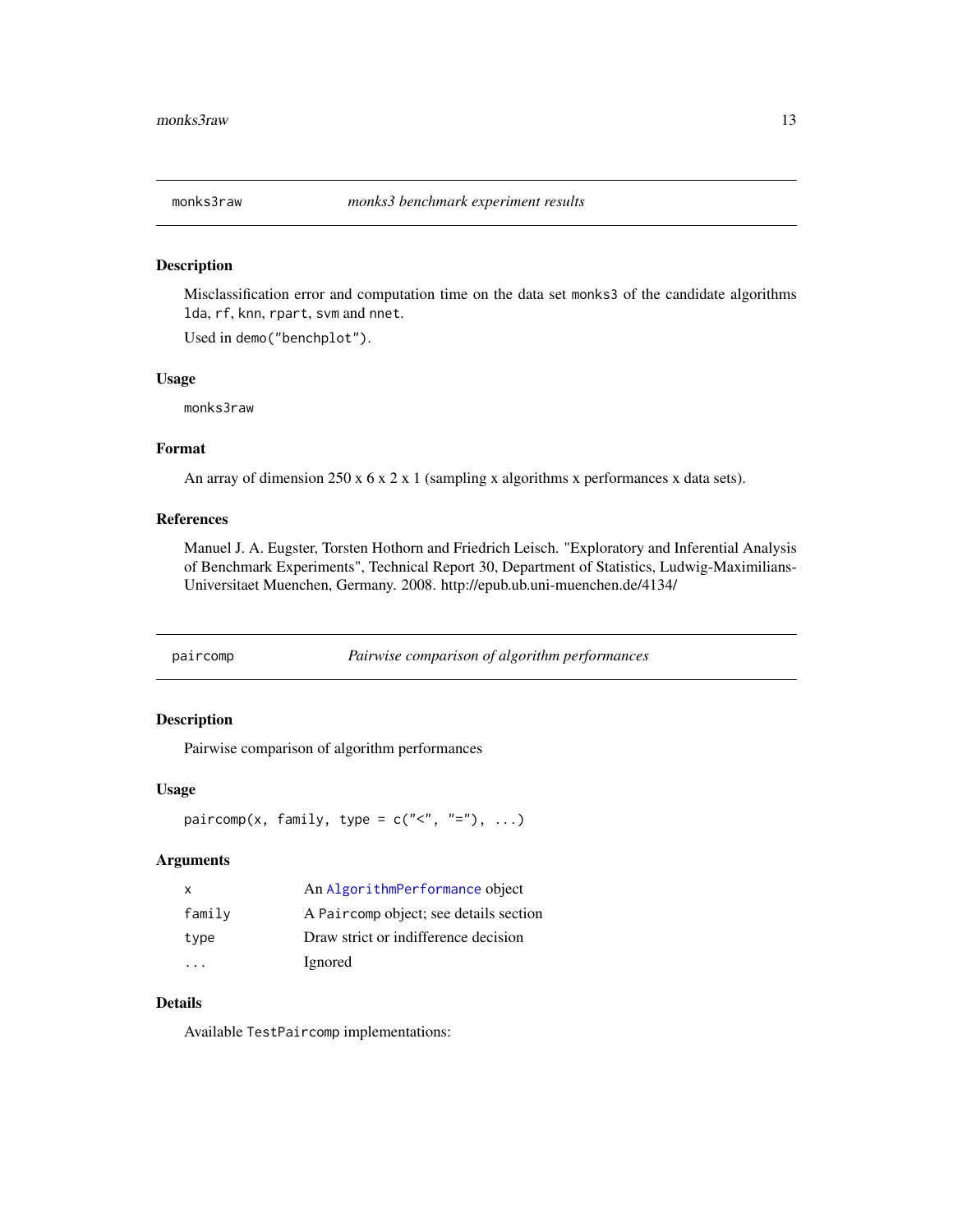## monks3raw — *monks3 benchmark experiment results*

### Description

Misclassification error and computation time on the data set `monks3` of the candidate algorithms `lda`, `rf`, `knn`, `rpart`, `svm` and `nnet`.

Used in `demo("benchplot")`.

### Usage

```
monks3raw
```

### Format

An array of dimension 250 x 6 x 2 x 1 (sampling x algorithms x performances x data sets).

### References

Manuel J. A. Eugster, Torsten Hothorn and Friedrich Leisch. "Exploratory and Inferential Analysis of Benchmark Experiments", Technical Report 30, Department of Statistics, Ludwig-Maximilians-Universitaet Muenchen, Germany. 2008. http://epub.ub.uni-muenchen.de/4134/

## paircomp — *Pairwise comparison of algorithm performances*

### Description

Pairwise comparison of algorithm performances

### Usage

```
paircomp(x, family, type = c("<", "="), ...)
```

### Arguments

| | |
|---|---|
| `x` | An `AlgorithmPerformance` object |
| `family` | A `Paircomp` object; see details section |
| `type` | Draw strict or indifference decision |
| `...` | Ignored |

### Details

Available `TestPaircomp` implementations: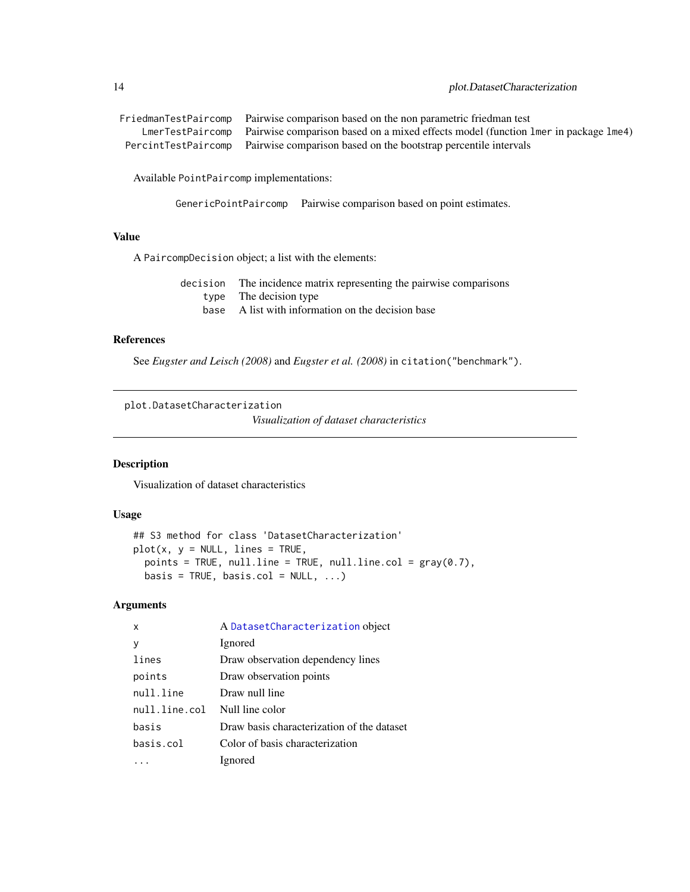| | |
|---|---|
| `FriedmanTestPaircomp` | Pairwise comparison based on the non parametric friedman test |
| `LmerTestPaircomp` | Pairwise comparison based on a mixed effects model (function `lmer` in package `lme4`) |
| `PercintTestPaircomp` | Pairwise comparison based on the bootstrap percentile intervals |

Available `PointPaircomp` implementations:

| | |
|---|---|
| `GenericPointPaircomp` | Pairwise comparison based on point estimates. |

### Value

A `PaircompDecision` object; a list with the elements:

| | |
|---|---|
| `decision` | The incidence matrix representing the pairwise comparisons |
| `type` | The decision type |
| `base` | A list with information on the decision base |

### References

See *Eugster and Leisch (2008)* and *Eugster et al. (2008)* in `citation("benchmark")`.

---

## plot.DatasetCharacterization

*Visualization of dataset characteristics*

---

### Description

Visualization of dataset characteristics

### Usage

```
## S3 method for class 'DatasetCharacterization'
plot(x, y = NULL, lines = TRUE,
  points = TRUE, null.line = TRUE, null.line.col = gray(0.7),
  basis = TRUE, basis.col = NULL, ...)
```

### Arguments

| | |
|---|---|
| `x` | A `DatasetCharacterization` object |
| `y` | Ignored |
| `lines` | Draw observation dependency lines |
| `points` | Draw observation points |
| `null.line` | Draw null line |
| `null.line.col` | Null line color |
| `basis` | Draw basis characterization of the dataset |
| `basis.col` | Color of basis characterization |
| `...` | Ignored |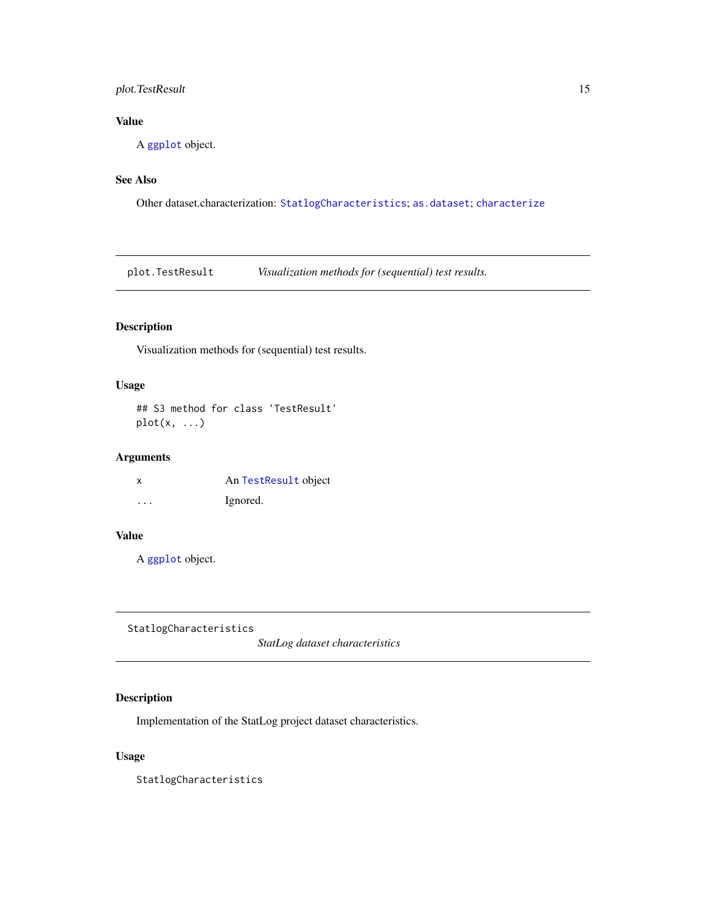### Value

A `ggplot` object.

### See Also

Other dataset.characterization: `StatlogCharacteristics`; `as.dataset`; `characterize`

---

## plot.TestResult — *Visualization methods for (sequential) test results.*

---

### Description

Visualization methods for (sequential) test results.

### Usage

```
## S3 method for class 'TestResult'
plot(x, ...)
```

### Arguments

| | |
|---|---|
| x | An `TestResult` object |
| ... | Ignored. |

### Value

A `ggplot` object.

---

## StatlogCharacteristics — *StatLog dataset characteristics*

---

### Description

Implementation of the StatLog project dataset characteristics.

### Usage

```
StatlogCharacteristics
```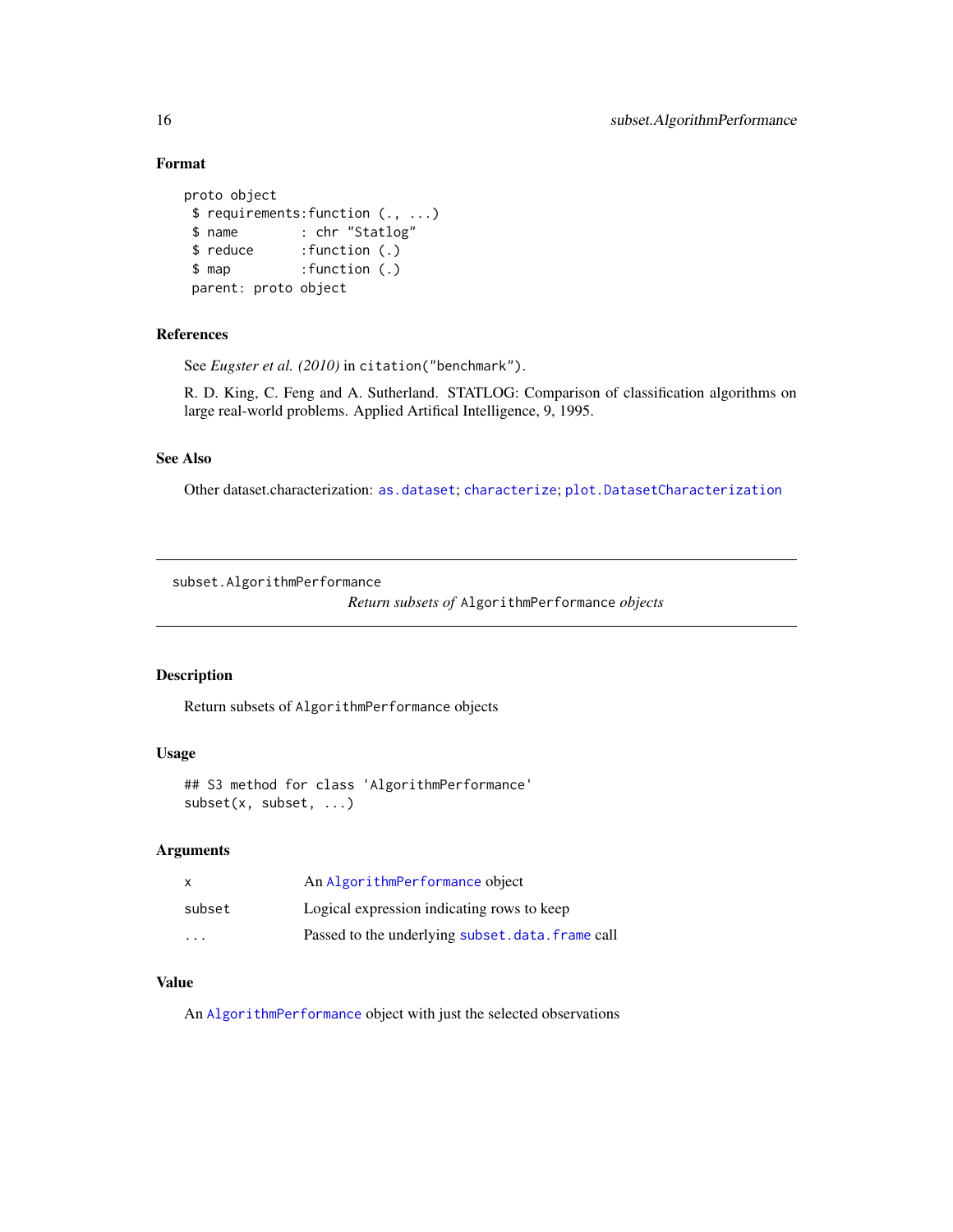### Format

```
proto object
 $ requirements:function (., ...)
 $ name        : chr "Statlog"
 $ reduce      :function (.)
 $ map         :function (.)
 parent: proto object
```

### References

See *Eugster et al. (2010)* in `citation("benchmark")`.

R. D. King, C. Feng and A. Sutherland. STATLOG: Comparison of classification algorithms on large real-world problems. Applied Artifical Intelligence, 9, 1995.

### See Also

Other dataset.characterization: `as.dataset`; `characterize`; `plot.DatasetCharacterization`

---

## subset.AlgorithmPerformance

*Return subsets of* `AlgorithmPerformance` *objects*

### Description

Return subsets of `AlgorithmPerformance` objects

### Usage

```
## S3 method for class 'AlgorithmPerformance'
subset(x, subset, ...)
```

### Arguments

| | |
|---|---|
| `x` | An `AlgorithmPerformance` object |
| `subset` | Logical expression indicating rows to keep |
| `...` | Passed to the underlying `subset.data.frame` call |

### Value

An `AlgorithmPerformance` object with just the selected observations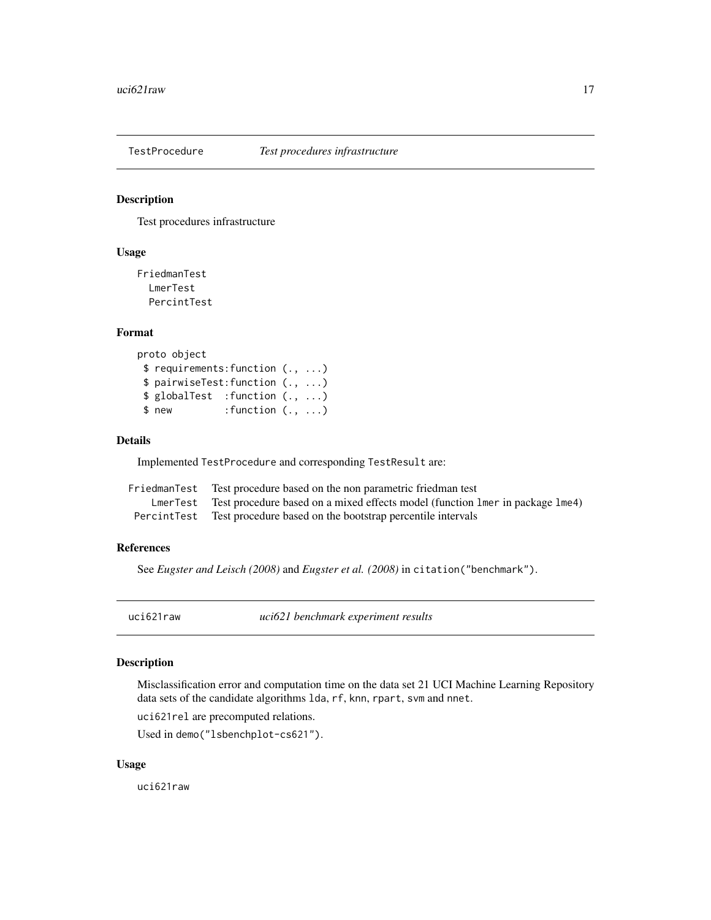## TestProcedure *Test procedures infrastructure*

### Description

Test procedures infrastructure

### Usage

```
FriedmanTest
  LmerTest
  PercintTest
```

### Format

```
proto object
 $ requirements:function (., ...)
 $ pairwiseTest:function (., ...)
 $ globalTest  :function (., ...)
 $ new         :function (., ...)
```

### Details

Implemented `TestProcedure` and corresponding `TestResult` are:

| | |
|---|---|
| `FriedmanTest` | Test procedure based on the non parametric friedman test |
| `LmerTest` | Test procedure based on a mixed effects model (function `lmer` in package `lme4`) |
| `PercintTest` | Test procedure based on the bootstrap percentile intervals |

### References

See *Eugster and Leisch (2008)* and *Eugster et al. (2008)* in `citation("benchmark")`.

## uci621raw *uci621 benchmark experiment results*

### Description

Misclassification error and computation time on the data set 21 UCI Machine Learning Repository data sets of the candidate algorithms `lda`, `rf`, `knn`, `rpart`, `svm` and `nnet`.

`uci621rel` are precomputed relations.

Used in `demo("lsbenchplot-cs621")`.

### Usage

```
uci621raw
```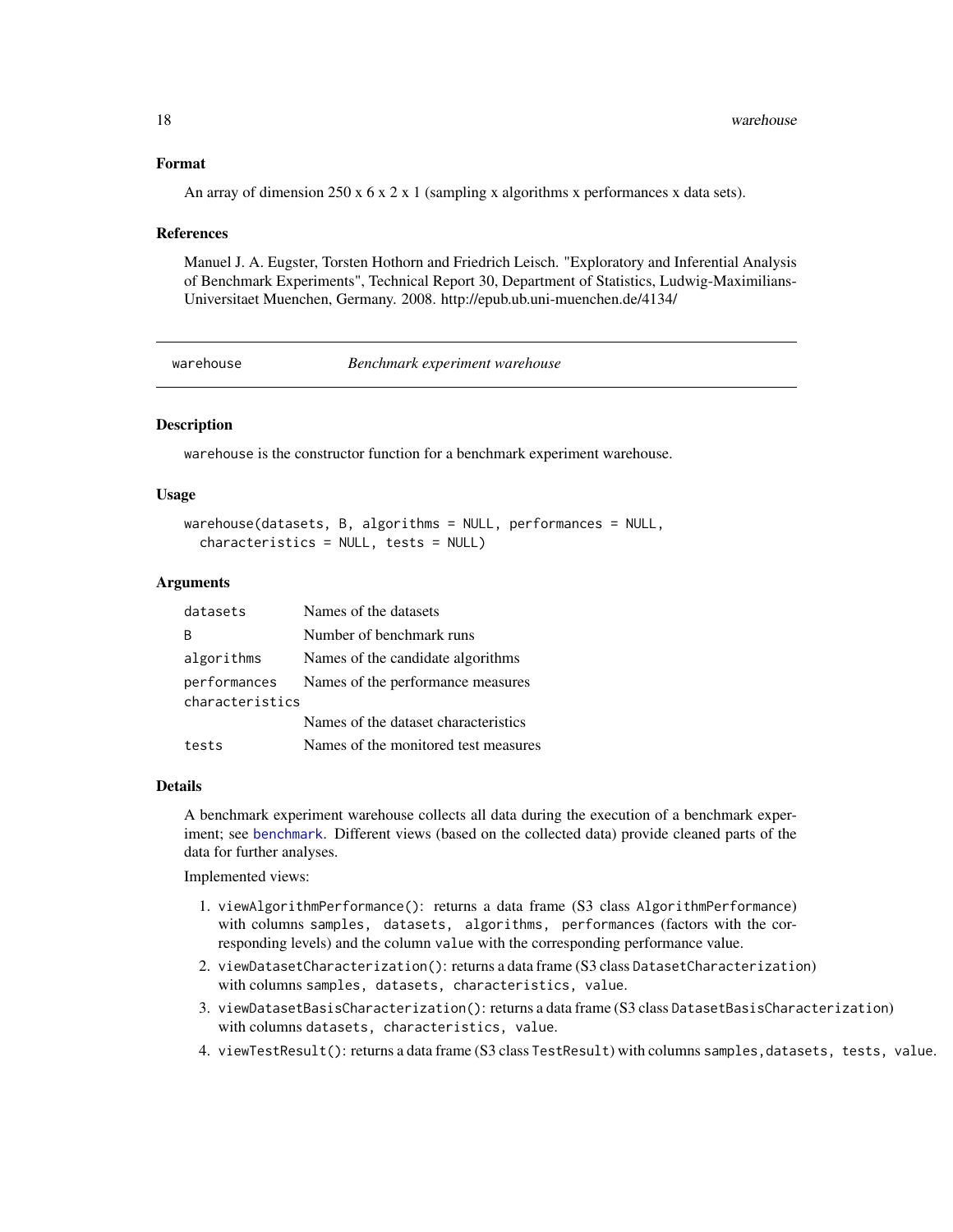### Format

An array of dimension 250 x 6 x 2 x 1 (sampling x algorithms x performances x data sets).

### References

Manuel J. A. Eugster, Torsten Hothorn and Friedrich Leisch. "Exploratory and Inferential Analysis of Benchmark Experiments", Technical Report 30, Department of Statistics, Ludwig-Maximilians-Universitaet Muenchen, Germany. 2008. http://epub.ub.uni-muenchen.de/4134/

---

## warehouse — *Benchmark experiment warehouse*

### Description

`warehouse` is the constructor function for a benchmark experiment warehouse.

### Usage

```
warehouse(datasets, B, algorithms = NULL, performances = NULL,
  characteristics = NULL, tests = NULL)
```

### Arguments

| | |
|---|---|
| `datasets` | Names of the datasets |
| `B` | Number of benchmark runs |
| `algorithms` | Names of the candidate algorithms |
| `performances` | Names of the performance measures |
| `characteristics` | Names of the dataset characteristics |
| `tests` | Names of the monitored test measures |

### Details

A benchmark experiment warehouse collects all data during the execution of a benchmark experiment; see `benchmark`. Different views (based on the collected data) provide cleaned parts of the data for further analyses.

Implemented views:

1. `viewAlgorithmPerformance()`: returns a data frame (S3 class `AlgorithmPerformance`) with columns `samples, datasets, algorithms, performances` (factors with the corresponding levels) and the column `value` with the corresponding performance value.
2. `viewDatasetCharacterization()`: returns a data frame (S3 class `DatasetCharacterization`) with columns `samples, datasets, characteristics, value`.
3. `viewDatasetBasisCharacterization()`: returns a data frame (S3 class `DatasetBasisCharacterization`) with columns `datasets, characteristics, value`.
4. `viewTestResult()`: returns a data frame (S3 class `TestResult`) with columns `samples,datasets, tests, value`.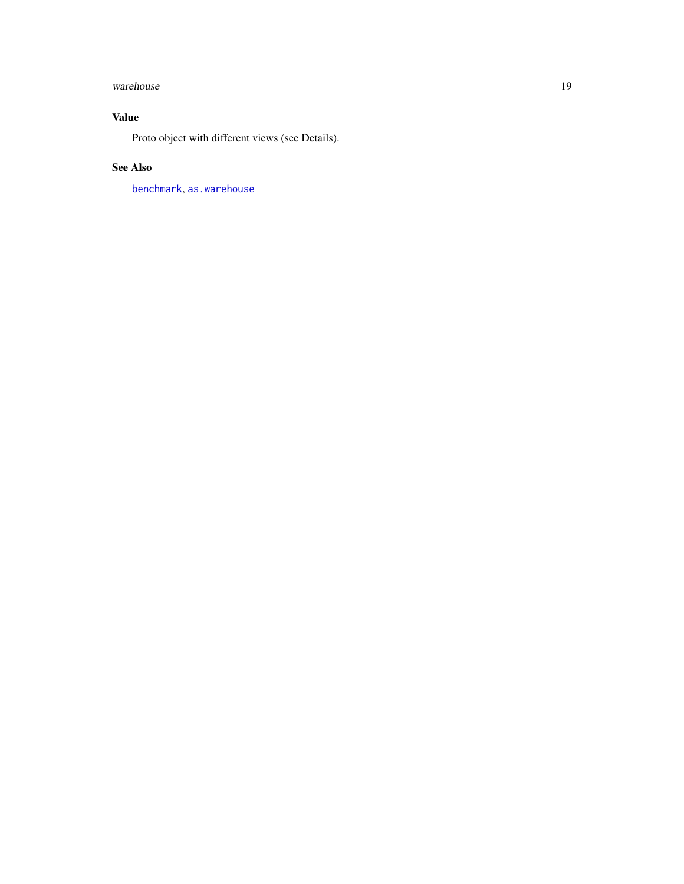## Value

Proto object with different views (see Details).

## See Also

`benchmark`, `as.warehouse`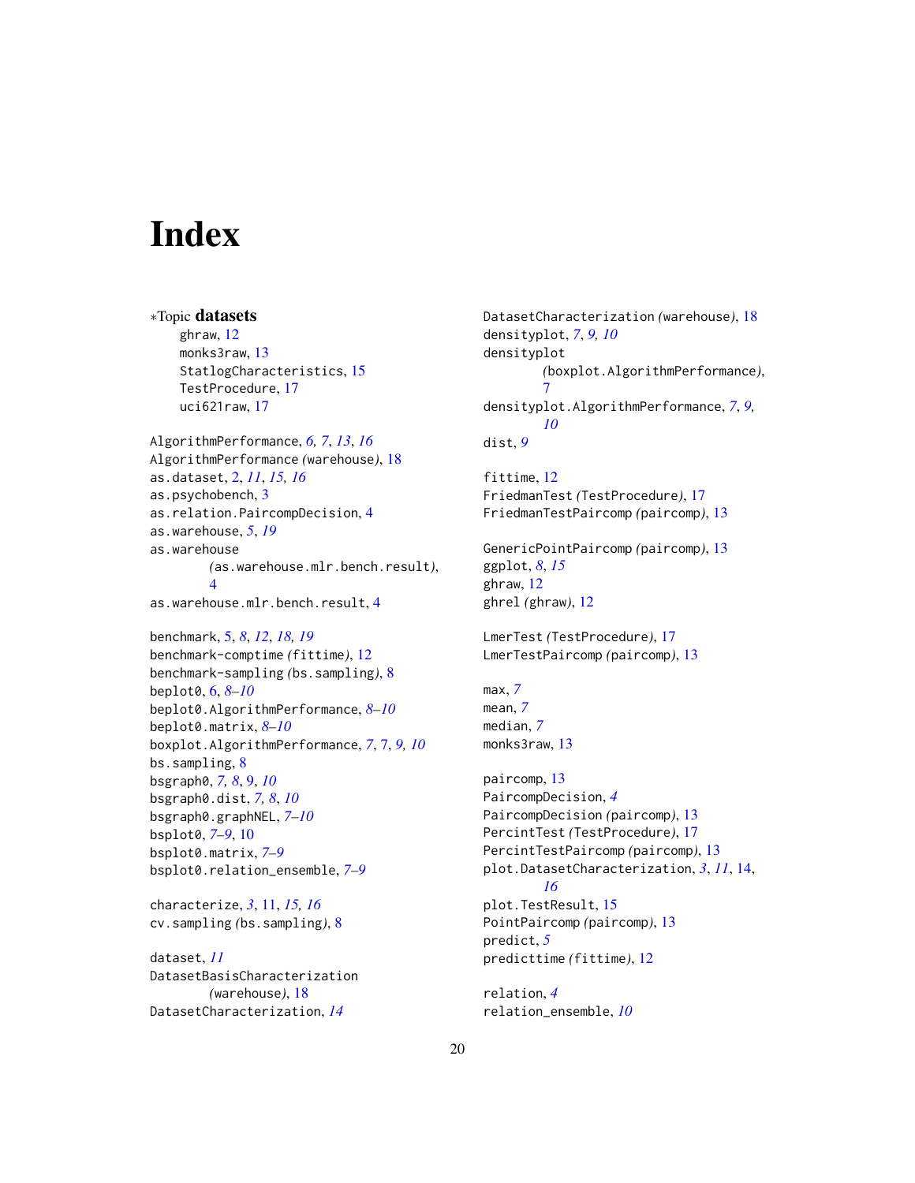# Index

∗Topic **datasets**

ghraw, 12
monks3raw, 13
StatlogCharacteristics, 15
TestProcedure, 17
uci621raw, 17

AlgorithmPerformance, *6, 7*, *13*, *16*
AlgorithmPerformance *(*warehouse*)*, 18
as.dataset, 2, *11*, *15, 16*
as.psychobench, 3
as.relation.PaircompDecision, 4
as.warehouse, *5*, *19*
as.warehouse *(*as.warehouse.mlr.bench.result*)*, 4
as.warehouse.mlr.bench.result, 4

benchmark, 5, *8*, *12*, *18, 19*
benchmark-comptime *(*fittime*)*, 12
benchmark-sampling *(*bs.sampling*)*, 8
beplot0, 6, *8–10*
beplot0.AlgorithmPerformance, *8–10*
beplot0.matrix, *8–10*
boxplot.AlgorithmPerformance, *7*, 7, *9, 10*
bs.sampling, 8
bsgraph0, *7, 8*, 9, *10*
bsgraph0.dist, *7, 8*, *10*
bsgraph0.graphNEL, *7–10*
bsplot0, *7–9*, 10
bsplot0.matrix, *7–9*
bsplot0.relation_ensemble, *7–9*

characterize, *3*, 11, *15, 16*
cv.sampling *(*bs.sampling*)*, 8

dataset, *11*
DatasetBasisCharacterization *(*warehouse*)*, 18
DatasetCharacterization, *14*
DatasetCharacterization *(*warehouse*)*, 18
densityplot, *7*, *9, 10*
densityplot *(*boxplot.AlgorithmPerformance*)*, 7
densityplot.AlgorithmPerformance, *7*, *9, 10*
dist, *9*

fittime, 12
FriedmanTest *(*TestProcedure*)*, 17
FriedmanTestPaircomp *(*paircomp*)*, 13

GenericPointPaircomp *(*paircomp*)*, 13
ggplot, *8*, *15*
ghraw, 12
ghrel *(*ghraw*)*, 12

LmerTest *(*TestProcedure*)*, 17
LmerTestPaircomp *(*paircomp*)*, 13

max, *7*
mean, *7*
median, *7*
monks3raw, 13

paircomp, 13
PaircompDecision, *4*
PaircompDecision *(*paircomp*)*, 13
PercintTest *(*TestProcedure*)*, 17
PercintTestPaircomp *(*paircomp*)*, 13
plot.DatasetCharacterization, *3*, *11*, 14, *16*
plot.TestResult, 15
PointPaircomp *(*paircomp*)*, 13
predict, *5*
predicttime *(*fittime*)*, 12

relation, *4*
relation_ensemble, *10*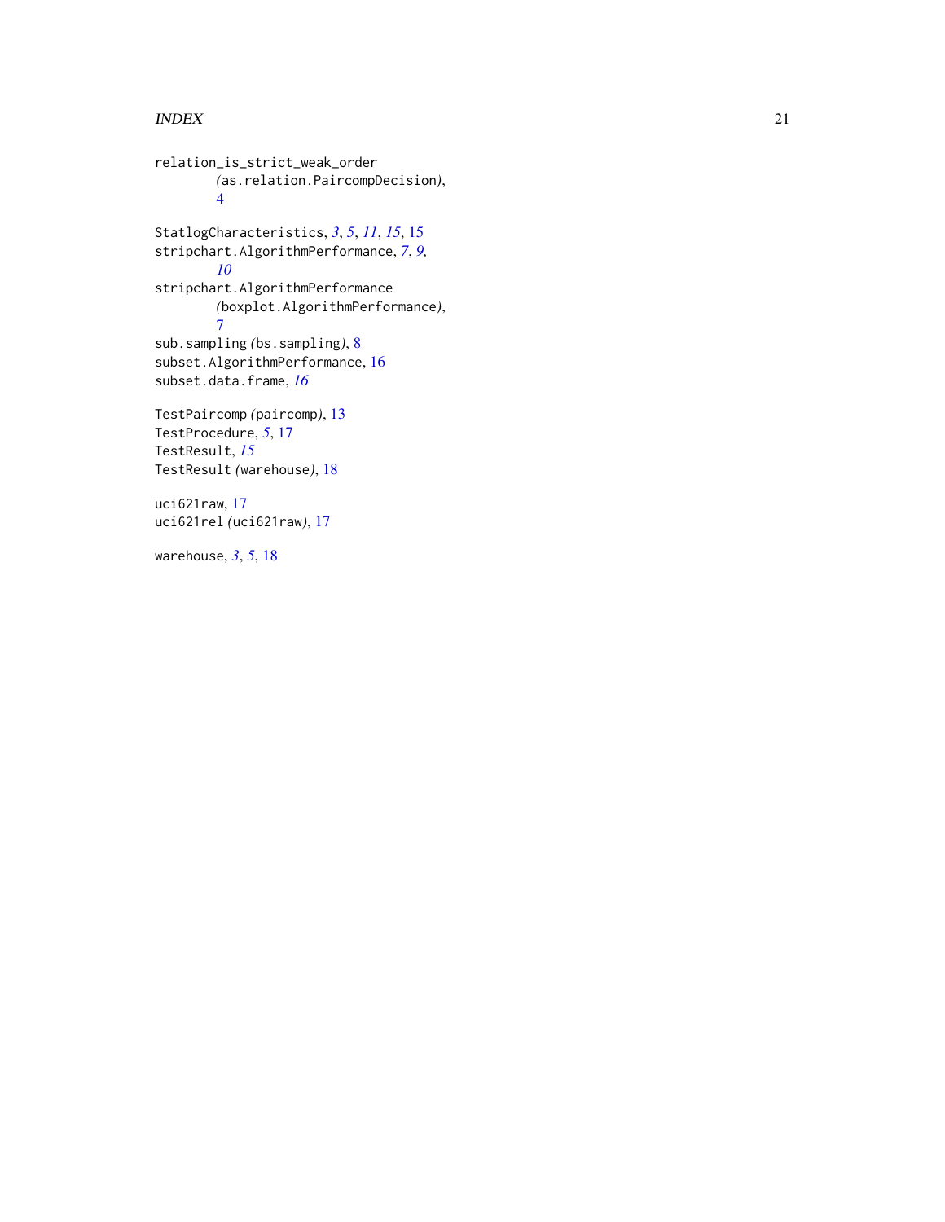relation_is_strict_weak_order
        (as.relation.PaircompDecision),
        4

StatlogCharacteristics, *3*, *5*, *11*, *15*, 15
stripchart.AlgorithmPerformance, *7*, *9*,
        *10*
stripchart.AlgorithmPerformance
        (boxplot.AlgorithmPerformance),
        7
sub.sampling (bs.sampling), 8
subset.AlgorithmPerformance, 16
subset.data.frame, *16*

TestPaircomp (paircomp), 13
TestProcedure, *5*, 17
TestResult, *15*
TestResult (warehouse), 18

uci621raw, 17
uci621rel (uci621raw), 17

warehouse, *3*, *5*, 18